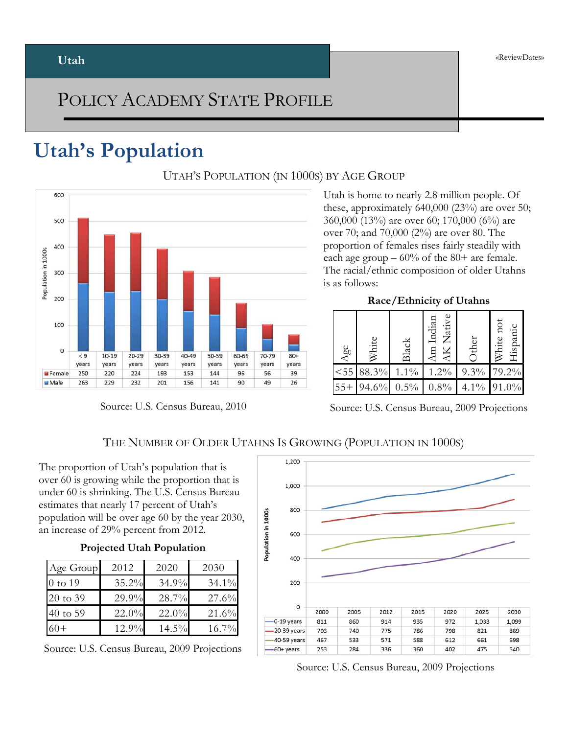Utah

«ReviewDates»

# POLICY ACADEMY STATE PROFILE

## Utah's Population

### UTAH'S POPULATION (IN 1000S) BY AGE GROUP

| | < 9 years | 10-19 years | 20-29 years | 30-39 years | 40-49 years | 50-59 years | 60-69 years | 70-79 years | 80+ years |
|---|---|---|---|---|---|---|---|---|---|
| Female | 250 | 220 | 224 | 193 | 153 | 144 | 96 | 56 | 39 |
| Male | 263 | 229 | 232 | 201 | 156 | 141 | 90 | 49 | 26 |

Source: U.S. Census Bureau, 2010

Utah is home to nearly 2.8 million people. Of these, approximately 640,000 (23%) are over 50; 360,000 (13%) are over 60; 170,000 (6%) are over 70; and 70,000 (2%) are over 80. The proportion of females rises fairly steadily with each age group – 60% of the 80+ are female. The racial/ethnic composition of older Utahns is as follows:

**Race/Ethnicity of Utahns**

| Age | White | Black | Am Indian AK Native | Other | White not Hispanic |
|---|---|---|---|---|---|
| <55 | 88.3% | 1.1% | 1.2% | 9.3% | 79.2% |
| 55+ | 94.6% | 0.5% | 0.8% | 4.1% | 91.0% |

Source: U.S. Census Bureau, 2009 Projections

### THE NUMBER OF OLDER UTAHNS IS GROWING (POPULATION IN 1000S)

The proportion of Utah's population that is over 60 is growing while the proportion that is under 60 is shrinking. The U.S. Census Bureau estimates that nearly 17 percent of Utah's population will be over age 60 by the year 2030, an increase of 29% percent from 2012.

**Projected Utah Population**

| Age Group | 2012 | 2020 | 2030 |
|---|---|---|---|
| 0 to 19 | 35.2% | 34.9% | 34.1% |
| 20 to 39 | 29.9% | 28.7% | 27.6% |
| 40 to 59 | 22.0% | 22.0% | 21.6% |
| 60+ | 12.9% | 14.5% | 16.7% |

Source: U.S. Census Bureau, 2009 Projections

| | 2000 | 2005 | 2012 | 2015 | 2020 | 2025 | 2030 |
|---|---|---|---|---|---|---|---|
| 0-19 years | 811 | 860 | 914 | 935 | 972 | 1,033 | 1,099 |
| 20-39 years | 703 | 740 | 775 | 786 | 798 | 821 | 889 |
| 40-59 years | 467 | 533 | 571 | 588 | 612 | 661 | 698 |
| 60+ years | 253 | 284 | 336 | 360 | 402 | 475 | 540 |

Source: U.S. Census Bureau, 2009 Projections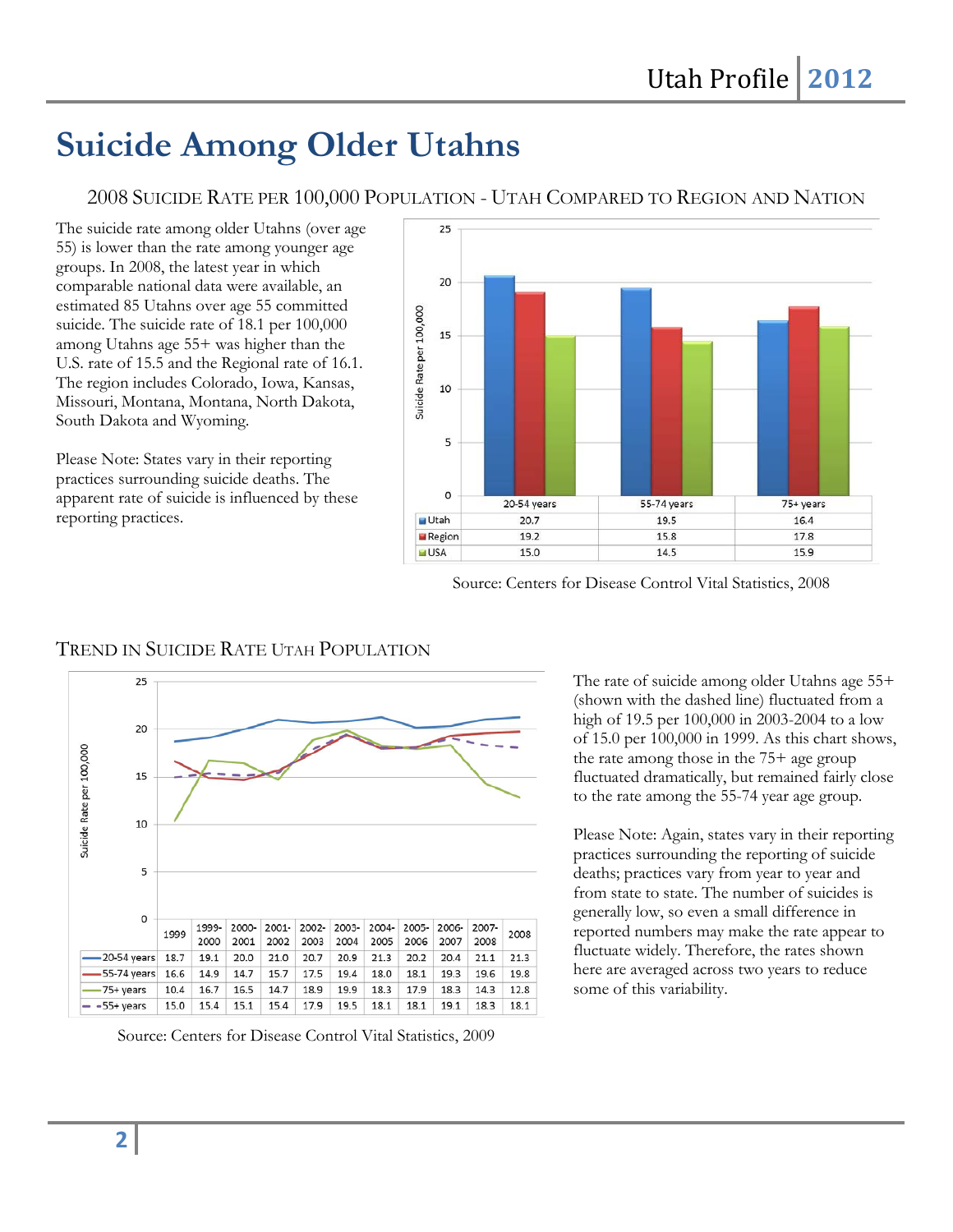# Suicide Among Older Utahns

## 2008 Suicide Rate per 100,000 Population - Utah Compared to Region and Nation

The suicide rate among older Utahns (over age 55) is lower than the rate among younger age groups. In 2008, the latest year in which comparable national data were available, an estimated 85 Utahns over age 55 committed suicide. The suicide rate of 18.1 per 100,000 among Utahns age 55+ was higher than the U.S. rate of 15.5 and the Regional rate of 16.1. The region includes Colorado, Iowa, Kansas, Missouri, Montana, Montana, North Dakota, South Dakota and Wyoming.

Please Note: States vary in their reporting practices surrounding suicide deaths. The apparent rate of suicide is influenced by these reporting practices.

| | 20-54 years | 55-74 years | 75+ years |
|---|---|---|---|
| Utah | 20.7 | 19.5 | 16.4 |
| Region | 19.2 | 15.8 | 17.8 |
| USA | 15.0 | 14.5 | 15.9 |

Source: Centers for Disease Control Vital Statistics, 2008

## Trend in Suicide Rate Utah Population

| | 1999 | 1999-2000 | 2000-2001 | 2001-2002 | 2002-2003 | 2003-2004 | 2004-2005 | 2005-2006 | 2006-2007 | 2007-2008 | 2008 |
|---|---|---|---|---|---|---|---|---|---|---|---|
| 20-54 years | 18.7 | 19.1 | 20.0 | 21.0 | 20.7 | 20.9 | 21.3 | 20.2 | 20.4 | 21.1 | 21.3 |
| 55-74 years | 16.6 | 14.9 | 14.7 | 15.7 | 17.5 | 19.4 | 18.0 | 18.1 | 19.3 | 19.6 | 19.8 |
| 75+ years | 10.4 | 16.7 | 16.5 | 14.7 | 18.9 | 19.9 | 18.3 | 17.9 | 18.3 | 14.3 | 12.8 |
| 55+ years | 15.0 | 15.4 | 15.1 | 15.4 | 17.9 | 19.5 | 18.1 | 18.1 | 19.1 | 18.3 | 18.1 |

Source: Centers for Disease Control Vital Statistics, 2009

The rate of suicide among older Utahns age 55+ (shown with the dashed line) fluctuated from a high of 19.5 per 100,000 in 2003-2004 to a low of 15.0 per 100,000 in 1999. As this chart shows, the rate among those in the 75+ age group fluctuated dramatically, but remained fairly close to the rate among the 55-74 year age group.

Please Note: Again, states vary in their reporting practices surrounding the reporting of suicide deaths; practices vary from year to year and from state to state. The number of suicides is generally low, so even a small difference in reported numbers may make the rate appear to fluctuate widely. Therefore, the rates shown here are averaged across two years to reduce some of this variability.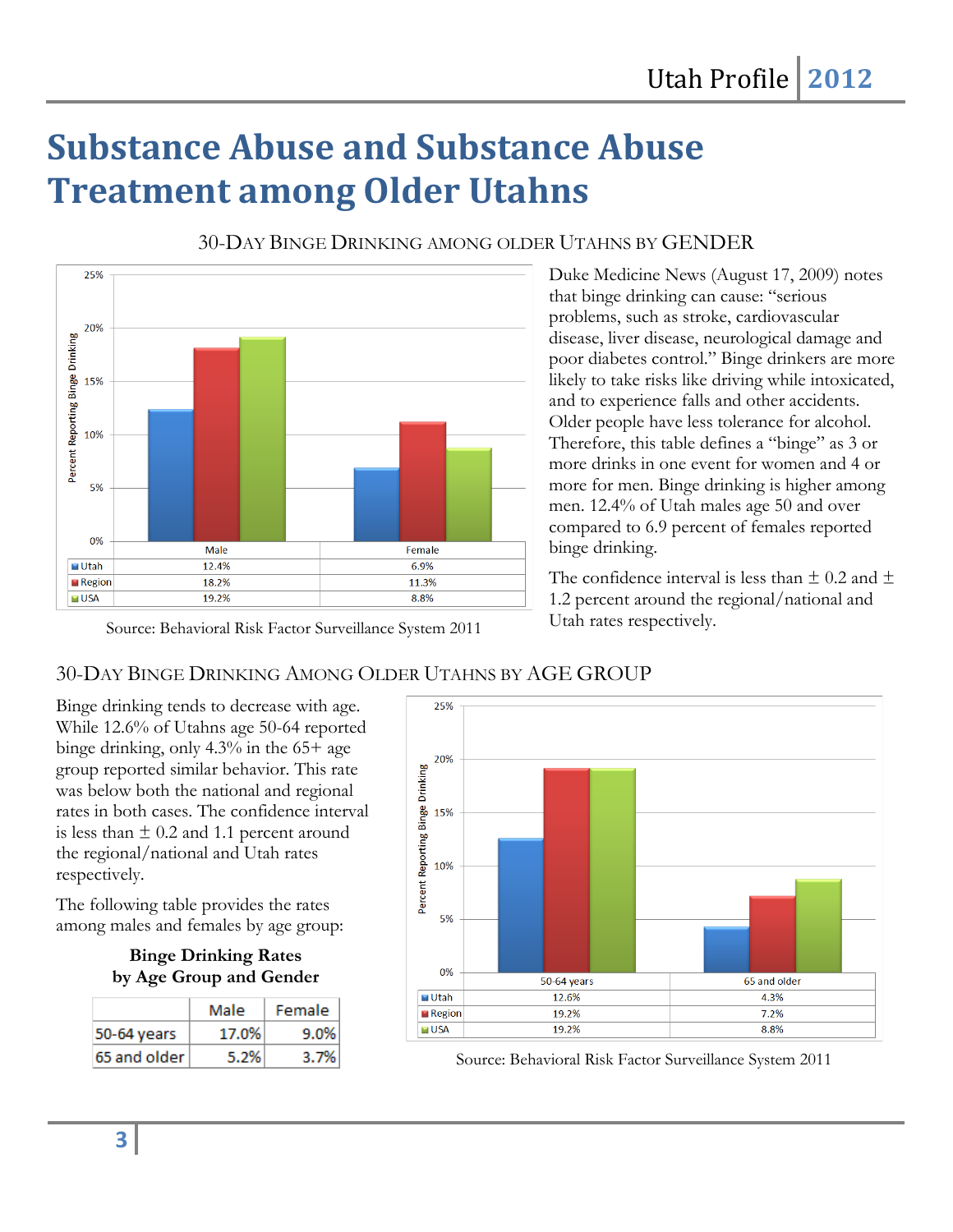# Substance Abuse and Substance Abuse Treatment among Older Utahns

### 30-Day Binge Drinking among Older Utahns by Gender

| | Male | Female |
|---|---|---|
| Utah | 12.4% | 6.9% |
| Region | 18.2% | 11.3% |
| USA | 19.2% | 8.8% |

Source: Behavioral Risk Factor Surveillance System 2011

Duke Medicine News (August 17, 2009) notes that binge drinking can cause: "serious problems, such as stroke, cardiovascular disease, liver disease, neurological damage and poor diabetes control." Binge drinkers are more likely to take risks like driving while intoxicated, and to experience falls and other accidents. Older people have less tolerance for alcohol. Therefore, this table defines a "binge" as 3 or more drinks in one event for women and 4 or more for men. Binge drinking is higher among men. 12.4% of Utah males age 50 and over compared to 6.9 percent of females reported binge drinking.

The confidence interval is less than ± 0.2 and ± 1.2 percent around the regional/national and Utah rates respectively.

### 30-Day Binge Drinking Among Older Utahns by Age Group

Binge drinking tends to decrease with age. While 12.6% of Utahns age 50-64 reported binge drinking, only 4.3% in the 65+ age group reported similar behavior. This rate was below both the national and regional rates in both cases. The confidence interval is less than ± 0.2 and 1.1 percent around the regional/national and Utah rates respectively.

The following table provides the rates among males and females by age group:

**Binge Drinking Rates by Age Group and Gender**

| | Male | Female |
|---|---|---|
| 50-64 years | 17.0% | 9.0% |
| 65 and older | 5.2% | 3.7% |

| | 50-64 years | 65 and older |
|---|---|---|
| Utah | 12.6% | 4.3% |
| Region | 19.2% | 7.2% |
| USA | 19.2% | 8.8% |

Source: Behavioral Risk Factor Surveillance System 2011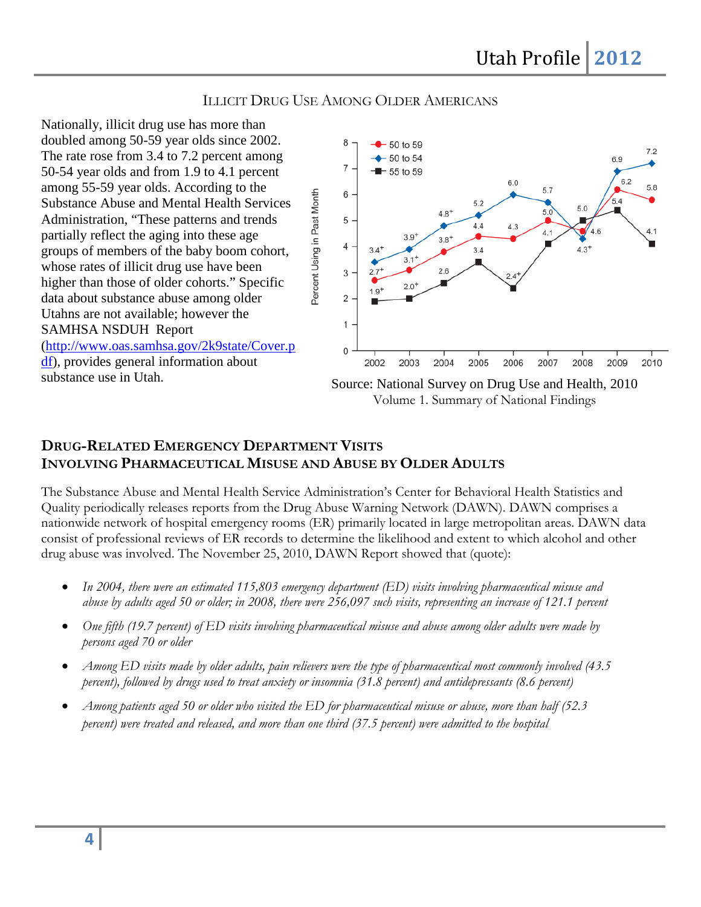## Illicit Drug Use Among Older Americans

Nationally, illicit drug use has more than doubled among 50-59 year olds since 2002. The rate rose from 3.4 to 7.2 percent among 50-54 year olds and from 1.9 to 4.1 percent among 55-59 year olds. According to the Substance Abuse and Mental Health Services Administration, "These patterns and trends partially reflect the aging into these age groups of members of the baby boom cohort, whose rates of illicit drug use have been higher than those of older cohorts." Specific data about substance abuse among older Utahns are not available; however the SAMHSA NSDUH Report (http://www.oas.samhsa.gov/2k9state/Cover.pdf), provides general information about substance use in Utah.

Source: National Survey on Drug Use and Health, 2010 Volume 1. Summary of National Findings

## Drug-Related Emergency Department Visits Involving Pharmaceutical Misuse and Abuse by Older Adults

The Substance Abuse and Mental Health Service Administration's Center for Behavioral Health Statistics and Quality periodically releases reports from the Drug Abuse Warning Network (DAWN). DAWN comprises a nationwide network of hospital emergency rooms (ER) primarily located in large metropolitan areas. DAWN data consist of professional reviews of ER records to determine the likelihood and extent to which alcohol and other drug abuse was involved. The November 25, 2010, DAWN Report showed that (quote):

- *In 2004, there were an estimated 115,803 emergency department (ED) visits involving pharmaceutical misuse and abuse by adults aged 50 or older; in 2008, there were 256,097 such visits, representing an increase of 121.1 percent*
- *One fifth (19.7 percent) of ED visits involving pharmaceutical misuse and abuse among older adults were made by persons aged 70 or older*
- *Among ED visits made by older adults, pain relievers were the type of pharmaceutical most commonly involved (43.5 percent), followed by drugs used to treat anxiety or insomnia (31.8 percent) and antidepressants (8.6 percent)*
- *Among patients aged 50 or older who visited the ED for pharmaceutical misuse or abuse, more than half (52.3 percent) were treated and released, and more than one third (37.5 percent) were admitted to the hospital*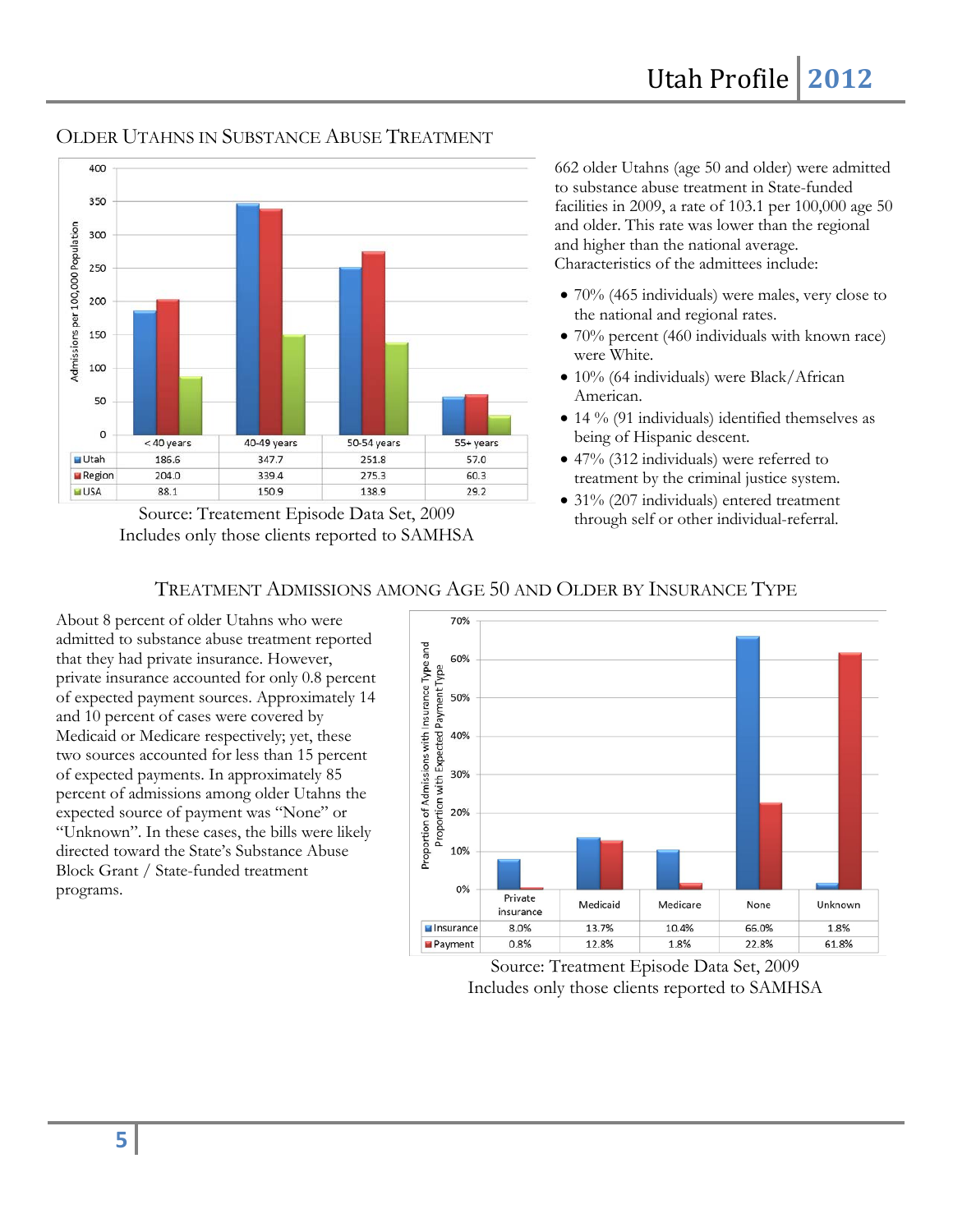## Older Utahns in Substance Abuse Treatment

| | < 40 years | 40-49 years | 50-54 years | 55+ years |
|---|---|---|---|---|
| Utah | 186.6 | 347.7 | 251.8 | 57.0 |
| Region | 204.0 | 339.4 | 275.3 | 60.3 |
| USA | 88.1 | 150.9 | 138.9 | 29.2 |

Admissions per 100,000 Population

Source: Treatement Episode Data Set, 2009
Includes only those clients reported to SAMHSA

662 older Utahns (age 50 and older) were admitted to substance abuse treatment in State-funded facilities in 2009, a rate of 103.1 per 100,000 age 50 and older. This rate was lower than the regional and higher than the national average. Characteristics of the admittees include:

- 70% (465 individuals) were males, very close to the national and regional rates.
- 70% percent (460 individuals with known race) were White.
- 10% (64 individuals) were Black/African American.
- 14 % (91 individuals) identified themselves as being of Hispanic descent.
- 47% (312 individuals) were referred to treatment by the criminal justice system.
- 31% (207 individuals) entered treatment through self or other individual-referral.

## Treatment Admissions among Age 50 and Older by Insurance Type

About 8 percent of older Utahns who were admitted to substance abuse treatment reported that they had private insurance. However, private insurance accounted for only 0.8 percent of expected payment sources. Approximately 14 and 10 percent of cases were covered by Medicaid or Medicare respectively; yet, these two sources accounted for less than 15 percent of expected payments. In approximately 85 percent of admissions among older Utahns the expected source of payment was "None" or "Unknown". In these cases, the bills were likely directed toward the State's Substance Abuse Block Grant / State-funded treatment programs.

| | Private insurance | Medicaid | Medicare | None | Unknown |
|---|---|---|---|---|---|
| Insurance | 8.0% | 13.7% | 10.4% | 66.0% | 1.8% |
| Payment | 0.8% | 12.8% | 1.8% | 22.8% | 61.8% |

Proportion of Admissions with Insurance Type and Proportion with Expected Payment Type

Source: Treatment Episode Data Set, 2009
Includes only those clients reported to SAMHSA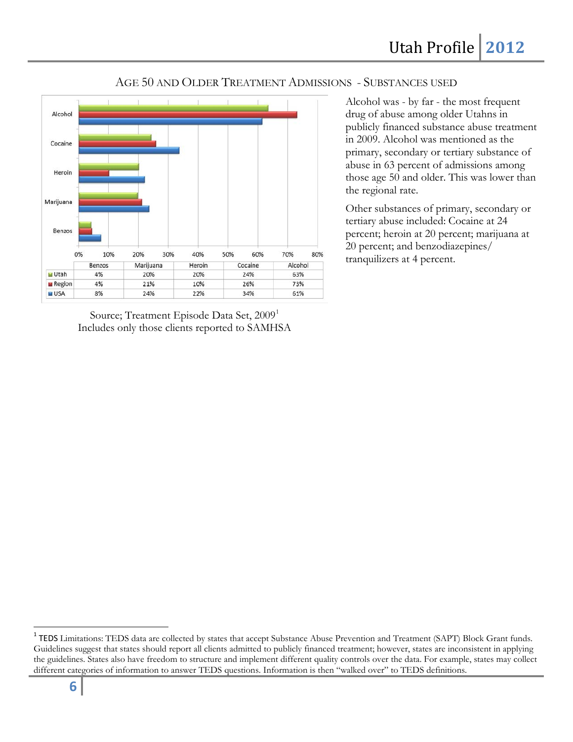## Age 50 and Older Treatment Admissions - Substances Used

| | Benzos | Marijuana | Heroin | Cocaine | Alcohol |
|---|---|---|---|---|---|
| Utah | 4% | 20% | 20% | 24% | 63% |
| Region | 4% | 21% | 10% | 26% | 73% |
| USA | 8% | 24% | 22% | 34% | 61% |

Source; Treatment Episode Data Set, 2009[1]
Includes only those clients reported to SAMHSA

Alcohol was - by far - the most frequent drug of abuse among older Utahns in publicly financed substance abuse treatment in 2009. Alcohol was mentioned as the primary, secondary or tertiary substance of abuse in 63 percent of admissions among those age 50 and older. This was lower than the regional rate.

Other substances of primary, secondary or tertiary abuse included: Cocaine at 24 percent; heroin at 20 percent; marijuana at 20 percent; and benzodiazepines/ tranquilizers at 4 percent.

---

[1] TEDS Limitations: TEDS data are collected by states that accept Substance Abuse Prevention and Treatment (SAPT) Block Grant funds. Guidelines suggest that states should report all clients admitted to publicly financed treatment; however, states are inconsistent in applying the guidelines. States also have freedom to structure and implement different quality controls over the data. For example, states may collect different categories of information to answer TEDS questions. Information is then "walked over" to TEDS definitions.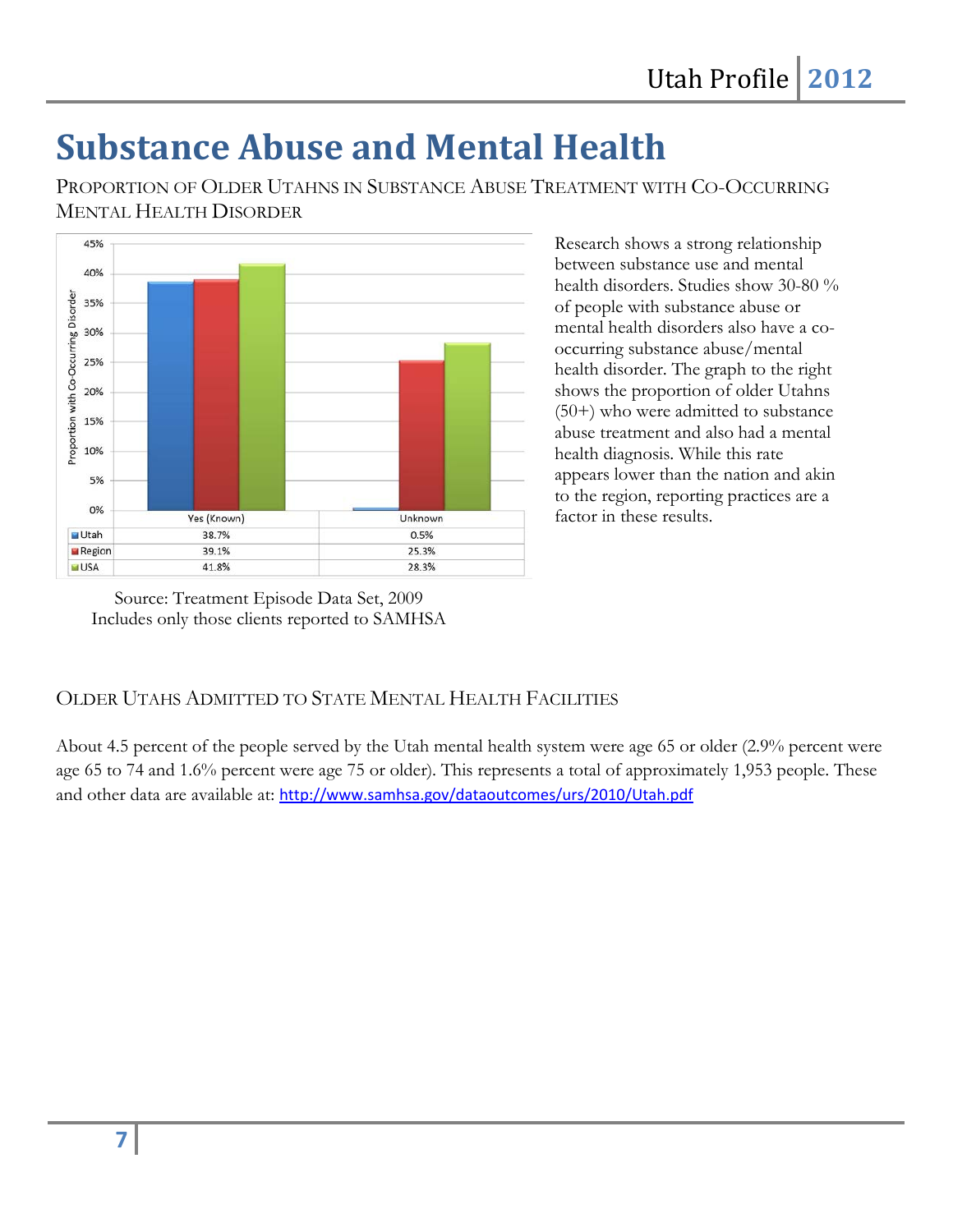# Substance Abuse and Mental Health

## Proportion of Older Utahns in Substance Abuse Treatment with Co-Occurring Mental Health Disorder

| | Yes (Known) | Unknown |
|---|---|---|
| Utah | 38.7% | 0.5% |
| Region | 39.1% | 25.3% |
| USA | 41.8% | 28.3% |

Source: Treatment Episode Data Set, 2009
Includes only those clients reported to SAMHSA

Research shows a strong relationship between substance use and mental health disorders. Studies show 30-80 % of people with substance abuse or mental health disorders also have a co-occurring substance abuse/mental health disorder. The graph to the right shows the proportion of older Utahns (50+) who were admitted to substance abuse treatment and also had a mental health diagnosis. While this rate appears lower than the nation and akin to the region, reporting practices are a factor in these results.

## Older Utahs Admitted to State Mental Health Facilities

About 4.5 percent of the people served by the Utah mental health system were age 65 or older (2.9% percent were age 65 to 74 and 1.6% percent were age 75 or older). This represents a total of approximately 1,953 people. These and other data are available at: http://www.samhsa.gov/dataoutcomes/urs/2010/Utah.pdf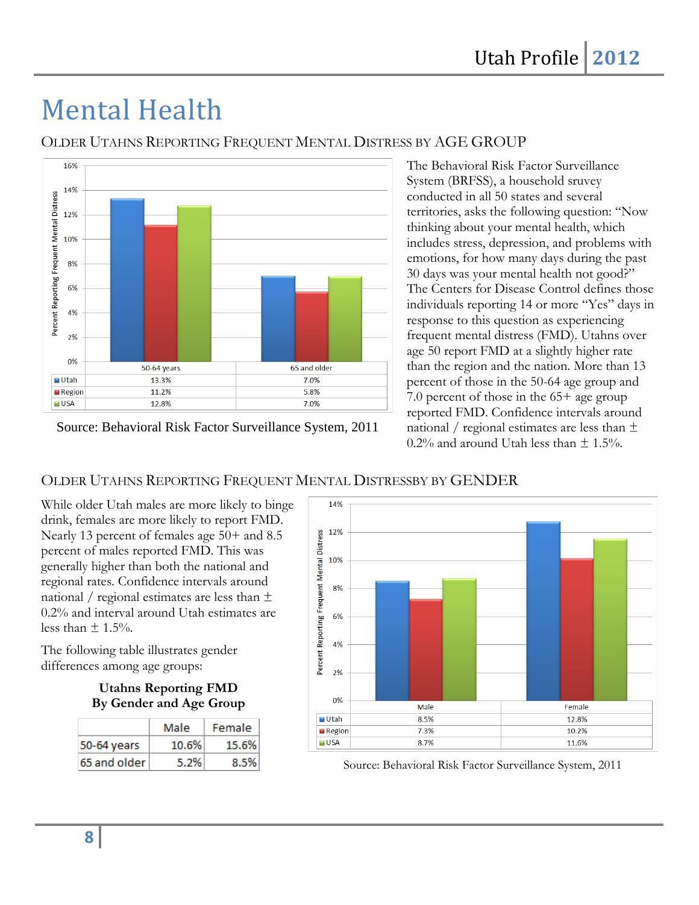# Mental Health

## Older Utahns Reporting Frequent Mental Distress by Age Group

| | 50-64 years | 65 and older |
|---|---|---|
| Utah | 13.3% | 7.0% |
| Region | 11.2% | 5.8% |
| USA | 12.8% | 7.0% |

Source: Behavioral Risk Factor Surveillance System, 2011

The Behavioral Risk Factor Surveillance System (BRFSS), a household sruvey conducted in all 50 states and several territories, asks the following question: "Now thinking about your mental health, which includes stress, depression, and problems with emotions, for how many days during the past 30 days was your mental health not good?" The Centers for Disease Control defines those individuals reporting 14 or more "Yes" days in response to this question as experiencing frequent mental distress (FMD). Utahns over age 50 report FMD at a slightly higher rate than the region and the nation. More than 13 percent of those in the 50-64 age group and 7.0 percent of those in the 65+ age group reported FMD. Confidence intervals around national / regional estimates are less than ± 0.2% and around Utah less than ± 1.5%.

## Older Utahns Reporting Frequent Mental Distressby by Gender

While older Utah males are more likely to binge drink, females are more likely to report FMD. Nearly 13 percent of females age 50+ and 8.5 percent of males reported FMD. This was generally higher than both the national and regional rates. Confidence intervals around national / regional estimates are less than ± 0.2% and interval around Utah estimates are less than ± 1.5%.

The following table illustrates gender differences among age groups:

**Utahns Reporting FMD By Gender and Age Group**

| | Male | Female |
|---|---|---|
| 50-64 years | 10.6% | 15.6% |
| 65 and older | 5.2% | 8.5% |

| | Male | Female |
|---|---|---|
| Utah | 8.5% | 12.8% |
| Region | 7.3% | 10.2% |
| USA | 8.7% | 11.6% |

Source: Behavioral Risk Factor Surveillance System, 2011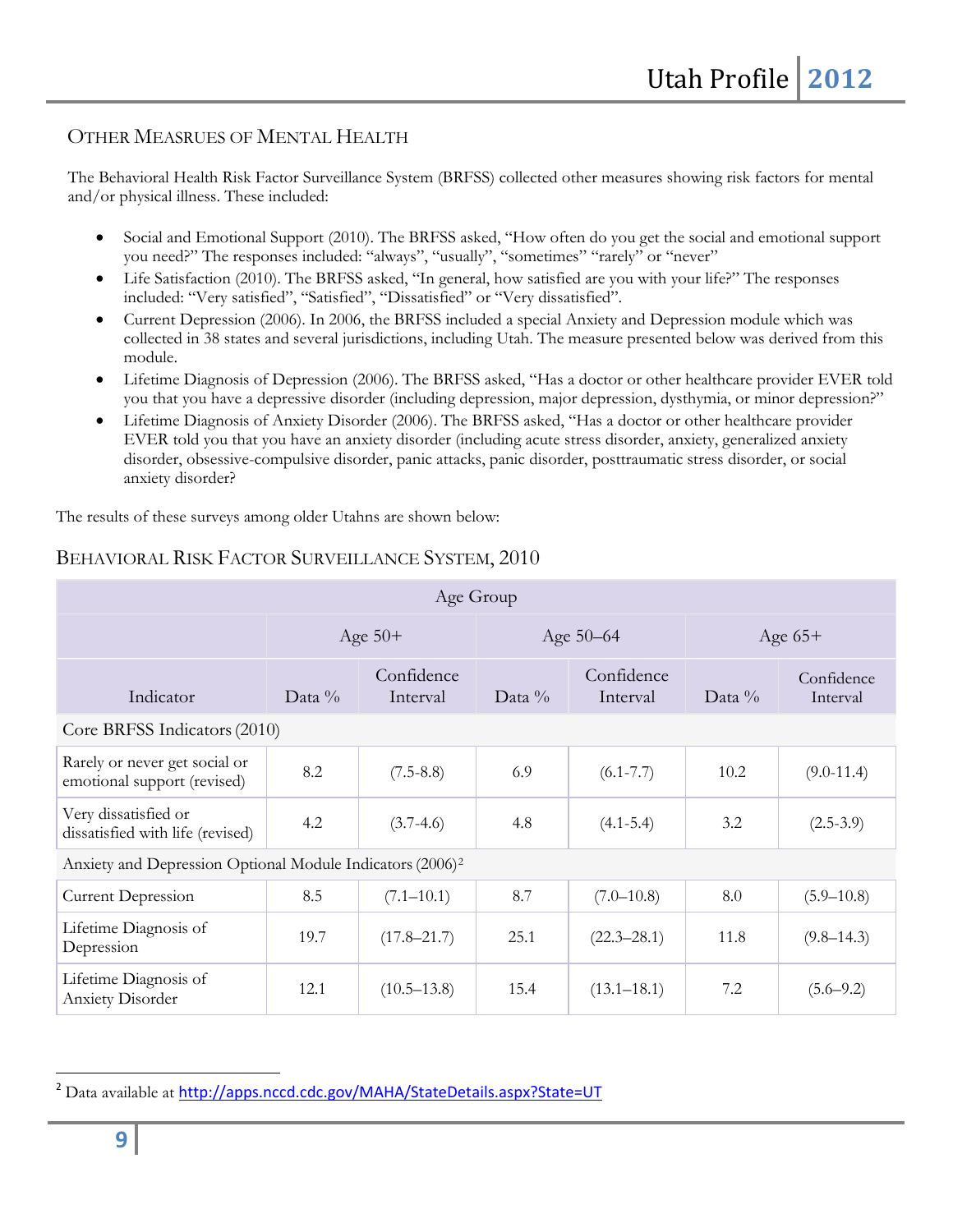## Other Measrues of Mental Health

The Behavioral Health Risk Factor Surveillance System (BRFSS) collected other measures showing risk factors for mental and/or physical illness. These included:

- Social and Emotional Support (2010). The BRFSS asked, "How often do you get the social and emotional support you need?" The responses included: "always", "usually", "sometimes" "rarely" or "never"
- Life Satisfaction (2010). The BRFSS asked, "In general, how satisfied are you with your life?" The responses included: "Very satisfied", "Satisfied", "Dissatisfied" or "Very dissatisfied".
- Current Depression (2006). In 2006, the BRFSS included a special Anxiety and Depression module which was collected in 38 states and several jurisdictions, including Utah. The measure presented below was derived from this module.
- Lifetime Diagnosis of Depression (2006). The BRFSS asked, "Has a doctor or other healthcare provider EVER told you that you have a depressive disorder (including depression, major depression, dysthymia, or minor depression?"
- Lifetime Diagnosis of Anxiety Disorder (2006). The BRFSS asked, "Has a doctor or other healthcare provider EVER told you that you have an anxiety disorder (including acute stress disorder, anxiety, generalized anxiety disorder, obsessive-compulsive disorder, panic attacks, panic disorder, posttraumatic stress disorder, or social anxiety disorder?

The results of these surveys among older Utahns are shown below:

## Behavioral Risk Factor Surveillance System, 2010

| Age Group | | | | | | |
|---|---|---|---|---|---|---|
| | Age 50+ | | Age 50–64 | | Age 65+ | |
| Indicator | Data % | Confidence Interval | Data % | Confidence Interval | Data % | Confidence Interval |
| Core BRFSS Indicators (2010) | | | | | | |
| Rarely or never get social or emotional support (revised) | 8.2 | (7.5-8.8) | 6.9 | (6.1-7.7) | 10.2 | (9.0-11.4) |
| Very dissatisfied or dissatisfied with life (revised) | 4.2 | (3.7-4.6) | 4.8 | (4.1-5.4) | 3.2 | (2.5-3.9) |
| Anxiety and Depression Optional Module Indicators (2006)[2] | | | | | | |
| Current Depression | 8.5 | (7.1–10.1) | 8.7 | (7.0–10.8) | 8.0 | (5.9–10.8) |
| Lifetime Diagnosis of Depression | 19.7 | (17.8–21.7) | 25.1 | (22.3–28.1) | 11.8 | (9.8–14.3) |
| Lifetime Diagnosis of Anxiety Disorder | 12.1 | (10.5–13.8) | 15.4 | (13.1–18.1) | 7.2 | (5.6–9.2) |

[2] Data available at http://apps.nccd.cdc.gov/MAHA/StateDetails.aspx?State=UT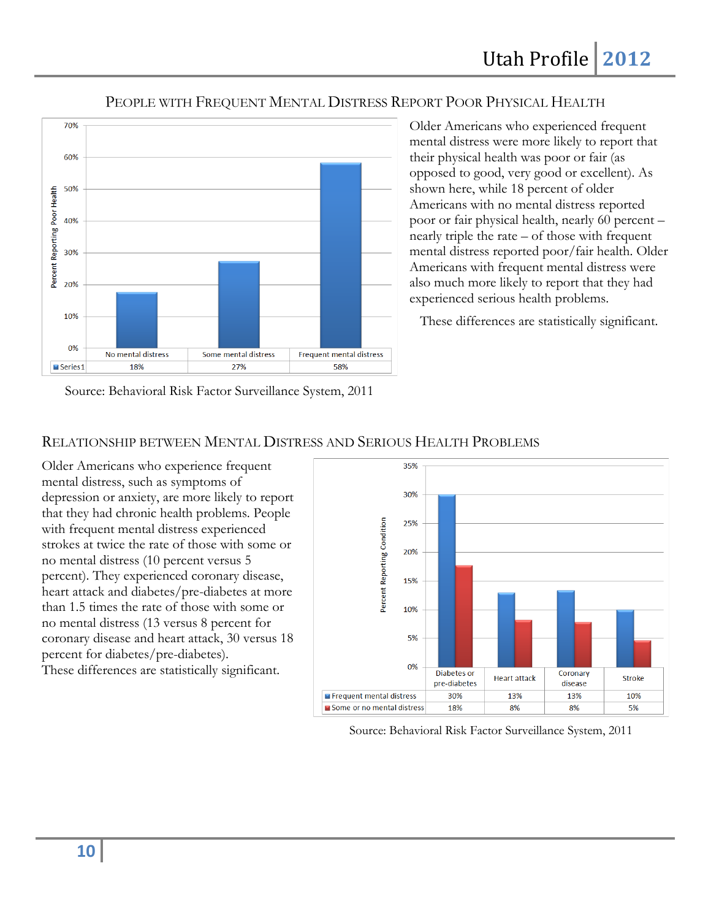## People with Frequent Mental Distress Report Poor Physical Health

| | No mental distress | Some mental distress | Frequent mental distress |
|---|---|---|---|
| Series1 | 18% | 27% | 58% |

Source: Behavioral Risk Factor Surveillance System, 2011

Older Americans who experienced frequent mental distress were more likely to report that their physical health was poor or fair (as opposed to good, very good or excellent). As shown here, while 18 percent of older Americans with no mental distress reported poor or fair physical health, nearly 60 percent – nearly triple the rate – of those with frequent mental distress reported poor/fair health. Older Americans with frequent mental distress were also much more likely to report that they had experienced serious health problems.

These differences are statistically significant.

## Relationship between Mental Distress and Serious Health Problems

Older Americans who experience frequent mental distress, such as symptoms of depression or anxiety, are more likely to report that they had chronic health problems. People with frequent mental distress experienced strokes at twice the rate of those with some or no mental distress (10 percent versus 5 percent). They experienced coronary disease, heart attack and diabetes/pre-diabetes at more than 1.5 times the rate of those with some or no mental distress (13 versus 8 percent for coronary disease and heart attack, 30 versus 18 percent for diabetes/pre-diabetes).
These differences are statistically significant.

| | Diabetes or pre-diabetes | Heart attack | Coronary disease | Stroke |
|---|---|---|---|---|
| Frequent mental distress | 30% | 13% | 13% | 10% |
| Some or no mental distress | 18% | 8% | 8% | 5% |

Source: Behavioral Risk Factor Surveillance System, 2011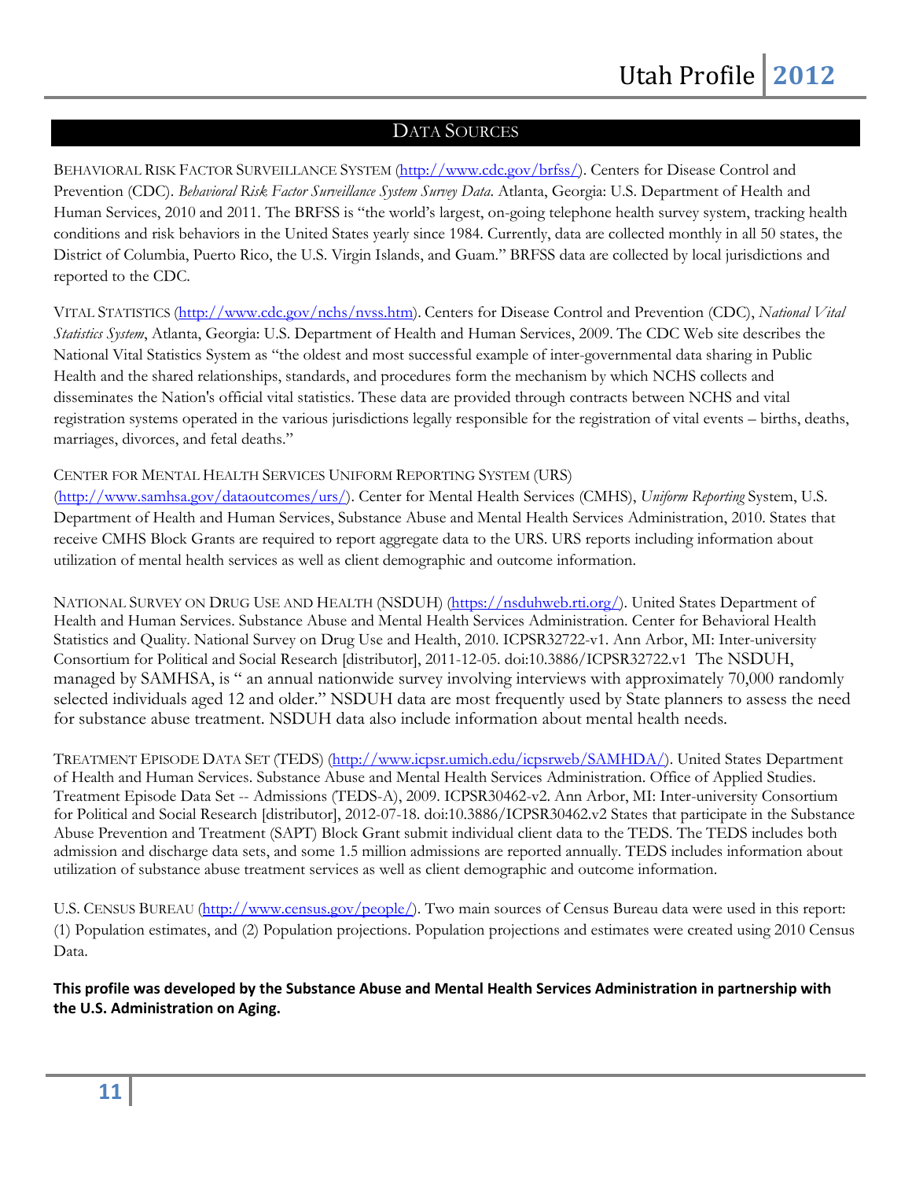## DATA SOURCES

BEHAVIORAL RISK FACTOR SURVEILLANCE SYSTEM (http://www.cdc.gov/brfss/). Centers for Disease Control and Prevention (CDC). *Behavioral Risk Factor Surveillance System Survey Data*. Atlanta, Georgia: U.S. Department of Health and Human Services, 2010 and 2011. The BRFSS is "the world's largest, on-going telephone health survey system, tracking health conditions and risk behaviors in the United States yearly since 1984. Currently, data are collected monthly in all 50 states, the District of Columbia, Puerto Rico, the U.S. Virgin Islands, and Guam." BRFSS data are collected by local jurisdictions and reported to the CDC.

VITAL STATISTICS (http://www.cdc.gov/nchs/nvss.htm). Centers for Disease Control and Prevention (CDC), *National Vital Statistics System*, Atlanta, Georgia: U.S. Department of Health and Human Services, 2009. The CDC Web site describes the National Vital Statistics System as "the oldest and most successful example of inter-governmental data sharing in Public Health and the shared relationships, standards, and procedures form the mechanism by which NCHS collects and disseminates the Nation's official vital statistics. These data are provided through contracts between NCHS and vital registration systems operated in the various jurisdictions legally responsible for the registration of vital events – births, deaths, marriages, divorces, and fetal deaths."

CENTER FOR MENTAL HEALTH SERVICES UNIFORM REPORTING SYSTEM (URS) (http://www.samhsa.gov/dataoutcomes/urs/). Center for Mental Health Services (CMHS), *Uniform Reporting* System, U.S. Department of Health and Human Services, Substance Abuse and Mental Health Services Administration, 2010. States that receive CMHS Block Grants are required to report aggregate data to the URS. URS reports including information about utilization of mental health services as well as client demographic and outcome information.

NATIONAL SURVEY ON DRUG USE AND HEALTH (NSDUH) (https://nsduhweb.rti.org/). United States Department of Health and Human Services. Substance Abuse and Mental Health Services Administration. Center for Behavioral Health Statistics and Quality. National Survey on Drug Use and Health, 2010. ICPSR32722-v1. Ann Arbor, MI: Inter-university Consortium for Political and Social Research [distributor], 2011-12-05. doi:10.3886/ICPSR32722.v1 The NSDUH, managed by SAMHSA, is " an annual nationwide survey involving interviews with approximately 70,000 randomly selected individuals aged 12 and older." NSDUH data are most frequently used by State planners to assess the need for substance abuse treatment. NSDUH data also include information about mental health needs.

TREATMENT EPISODE DATA SET (TEDS) (http://www.icpsr.umich.edu/icpsrweb/SAMHDA/). United States Department of Health and Human Services. Substance Abuse and Mental Health Services Administration. Office of Applied Studies. Treatment Episode Data Set -- Admissions (TEDS-A), 2009. ICPSR30462-v2. Ann Arbor, MI: Inter-university Consortium for Political and Social Research [distributor], 2012-07-18. doi:10.3886/ICPSR30462.v2 States that participate in the Substance Abuse Prevention and Treatment (SAPT) Block Grant submit individual client data to the TEDS. The TEDS includes both admission and discharge data sets, and some 1.5 million admissions are reported annually. TEDS includes information about utilization of substance abuse treatment services as well as client demographic and outcome information.

U.S. CENSUS BUREAU (http://www.census.gov/people/). Two main sources of Census Bureau data were used in this report: (1) Population estimates, and (2) Population projections. Population projections and estimates were created using 2010 Census Data.

**This profile was developed by the Substance Abuse and Mental Health Services Administration in partnership with the U.S. Administration on Aging.**